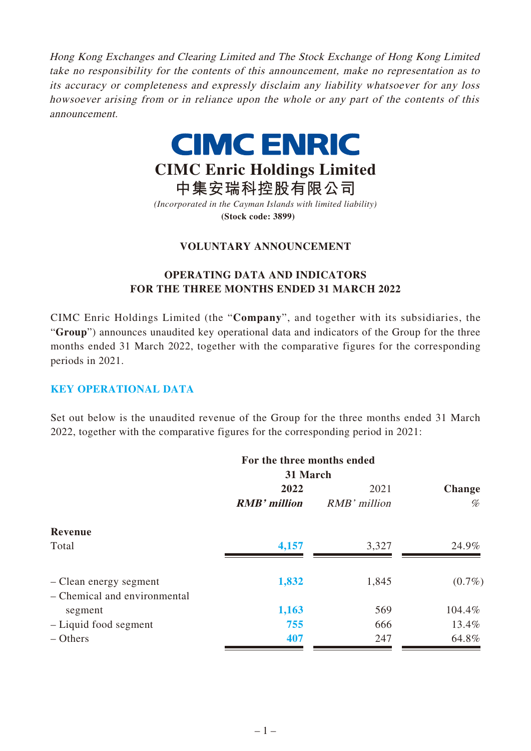*Hong Kong Exchanges and Clearing Limited and The Stock Exchange of Hong Kong Limited take no responsibility for the contents of this announcement, make no representation as to its accuracy or completeness and expressly disclaim any liability whatsoever for any loss howsoever arising from or in reliance upon the whole or any part of the contents of this announcement.*

# CIMC ENRIC

## CIMC Enric Holdings Limited
## 中集安瑞科控股有限公司

*(Incorporated in the Cayman Islands with limited liability)*

**(Stock code: 3899)**

### VOLUNTARY ANNOUNCEMENT

### OPERATING DATA AND INDICATORS FOR THE THREE MONTHS ENDED 31 MARCH 2022

CIMC Enric Holdings Limited (the "**Company**", and together with its subsidiaries, the "**Group**") announces unaudited key operational data and indicators of the Group for the three months ended 31 March 2022, together with the comparative figures for the corresponding periods in 2021.

### KEY OPERATIONAL DATA

Set out below is the unaudited revenue of the Group for the three months ended 31 March 2022, together with the comparative figures for the corresponding period in 2021:

| | For the three months ended 31 March | | |
|---|---|---|---|
| | **2022** | 2021 | **Change** |
| | ***RMB' million*** | *RMB' million* | *%* |
| **Revenue** | | | |
| Total | **4,157** | 3,327 | 24.9% |
| – Clean energy segment | **1,832** | 1,845 | (0.7%) |
| – Chemical and environmental segment | **1,163** | 569 | 104.4% |
| – Liquid food segment | **755** | 666 | 13.4% |
| – Others | **407** | 247 | 64.8% |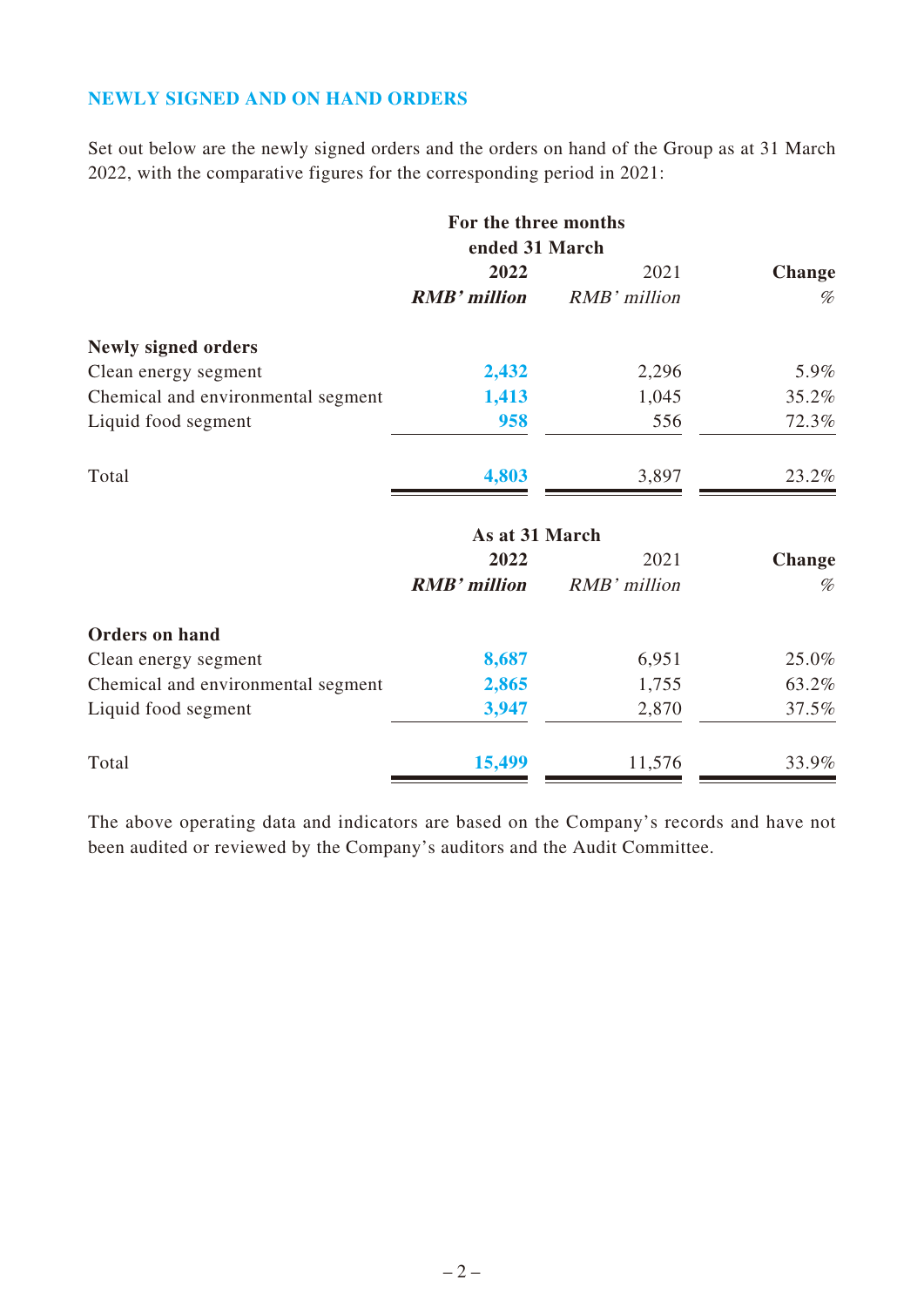## NEWLY SIGNED AND ON HAND ORDERS

Set out below are the newly signed orders and the orders on hand of the Group as at 31 March 2022, with the comparative figures for the corresponding period in 2021:

| | For the three months ended 31 March | | |
|---|---|---|---|
| | **2022** | 2021 | **Change** |
| | ***RMB' million*** | *RMB' million* | *%* |
| **Newly signed orders** | | | |
| Clean energy segment | **2,432** | 2,296 | 5.9% |
| Chemical and environmental segment | **1,413** | 1,045 | 35.2% |
| Liquid food segment | **958** | 556 | 72.3% |
| Total | **4,803** | 3,897 | 23.2% |

| | As at 31 March | | |
|---|---|---|---|
| | **2022** | 2021 | **Change** |
| | ***RMB' million*** | *RMB' million* | *%* |
| **Orders on hand** | | | |
| Clean energy segment | **8,687** | 6,951 | 25.0% |
| Chemical and environmental segment | **2,865** | 1,755 | 63.2% |
| Liquid food segment | **3,947** | 2,870 | 37.5% |
| Total | **15,499** | 11,576 | 33.9% |

The above operating data and indicators are based on the Company's records and have not been audited or reviewed by the Company's auditors and the Audit Committee.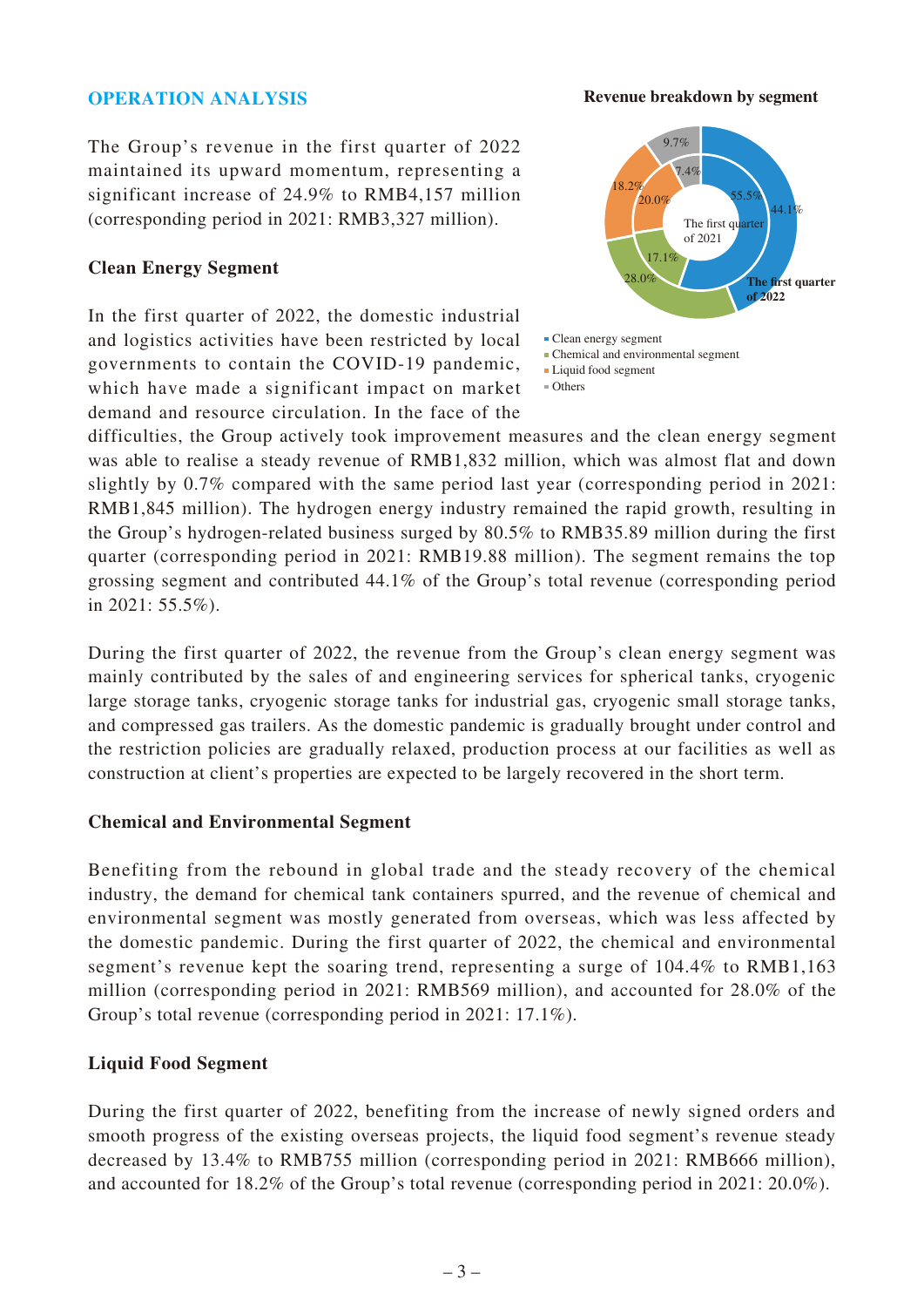## OPERATION ANALYSIS

The Group's revenue in the first quarter of 2022 maintained its upward momentum, representing a significant increase of 24.9% to RMB4,157 million (corresponding period in 2021: RMB3,327 million).

**Revenue breakdown by segment**

| Segment | The first quarter of 2021 | The first quarter of 2022 |
|---|---|---|
| Clean energy segment | 55.5% | 44.1% |
| Chemical and environmental segment | 17.1% | 28.0% |
| Liquid food segment | 20.0% | 18.2% |
| Others | 7.4% | 9.7% |

### Clean Energy Segment

In the first quarter of 2022, the domestic industrial and logistics activities have been restricted by local governments to contain the COVID-19 pandemic, which have made a significant impact on market demand and resource circulation. In the face of the difficulties, the Group actively took improvement measures and the clean energy segment was able to realise a steady revenue of RMB1,832 million, which was almost flat and down slightly by 0.7% compared with the same period last year (corresponding period in 2021: RMB1,845 million). The hydrogen energy industry remained the rapid growth, resulting in the Group's hydrogen-related business surged by 80.5% to RMB35.89 million during the first quarter (corresponding period in 2021: RMB19.88 million). The segment remains the top grossing segment and contributed 44.1% of the Group's total revenue (corresponding period in 2021: 55.5%).

During the first quarter of 2022, the revenue from the Group's clean energy segment was mainly contributed by the sales of and engineering services for spherical tanks, cryogenic large storage tanks, cryogenic storage tanks for industrial gas, cryogenic small storage tanks, and compressed gas trailers. As the domestic pandemic is gradually brought under control and the restriction policies are gradually relaxed, production process at our facilities as well as construction at client's properties are expected to be largely recovered in the short term.

### Chemical and Environmental Segment

Benefiting from the rebound in global trade and the steady recovery of the chemical industry, the demand for chemical tank containers spurred, and the revenue of chemical and environmental segment was mostly generated from overseas, which was less affected by the domestic pandemic. During the first quarter of 2022, the chemical and environmental segment's revenue kept the soaring trend, representing a surge of 104.4% to RMB1,163 million (corresponding period in 2021: RMB569 million), and accounted for 28.0% of the Group's total revenue (corresponding period in 2021: 17.1%).

### Liquid Food Segment

During the first quarter of 2022, benefiting from the increase of newly signed orders and smooth progress of the existing overseas projects, the liquid food segment's revenue steady decreased by 13.4% to RMB755 million (corresponding period in 2021: RMB666 million), and accounted for 18.2% of the Group's total revenue (corresponding period in 2021: 20.0%).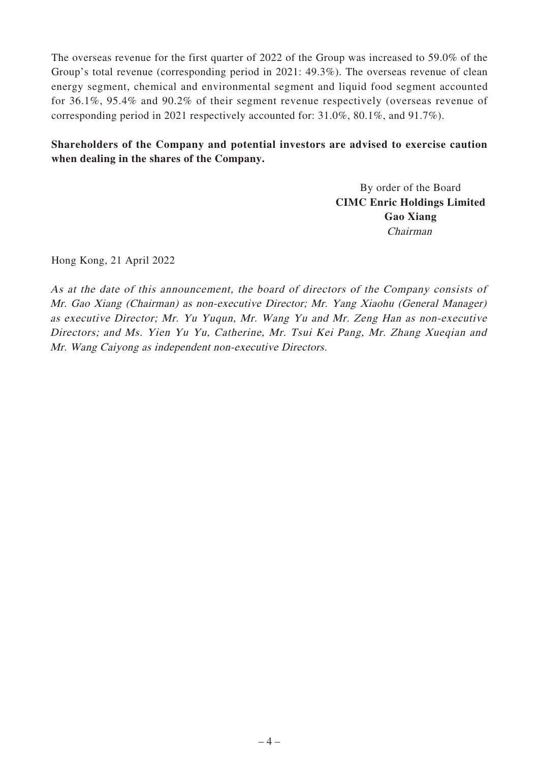The overseas revenue for the first quarter of 2022 of the Group was increased to 59.0% of the Group's total revenue (corresponding period in 2021: 49.3%). The overseas revenue of clean energy segment, chemical and environmental segment and liquid food segment accounted for 36.1%, 95.4% and 90.2% of their segment revenue respectively (overseas revenue of corresponding period in 2021 respectively accounted for: 31.0%, 80.1%, and 91.7%).

**Shareholders of the Company and potential investors are advised to exercise caution when dealing in the shares of the Company.**

By order of the Board
**CIMC Enric Holdings Limited**
**Gao Xiang**
*Chairman*

Hong Kong, 21 April 2022

*As at the date of this announcement, the board of directors of the Company consists of Mr. Gao Xiang (Chairman) as non-executive Director; Mr. Yang Xiaohu (General Manager) as executive Director; Mr. Yu Yuqun, Mr. Wang Yu and Mr. Zeng Han as non-executive Directors; and Ms. Yien Yu Yu, Catherine, Mr. Tsui Kei Pang, Mr. Zhang Xueqian and Mr. Wang Caiyong as independent non-executive Directors.*